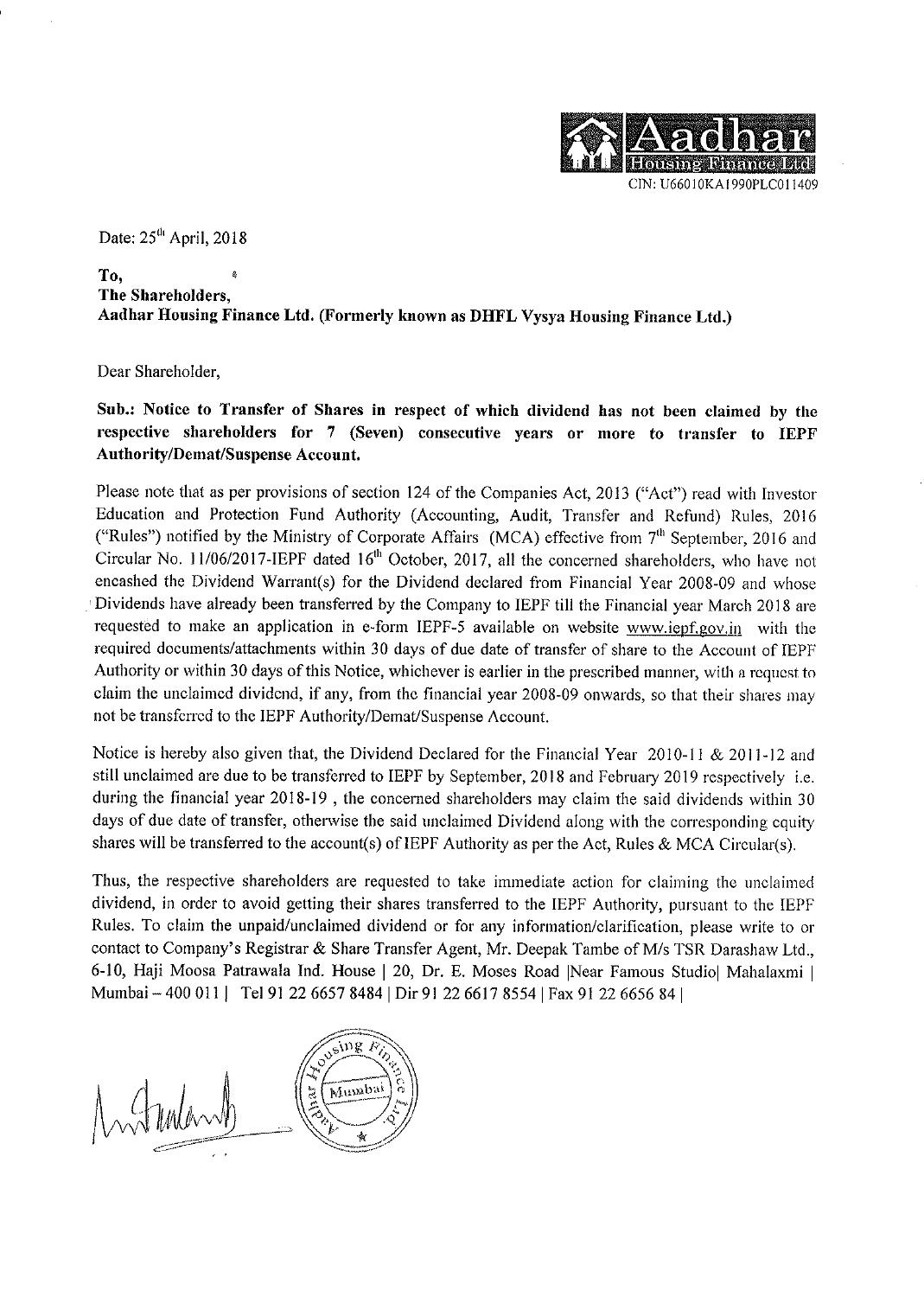Aadhar Housing Finance Ltd

CIN: U66010KA1990PLC011409

Date: 25th April, 2018

**To,**
**The Shareholders,**
**Aadhar Housing Finance Ltd. (Formerly known as DHFL Vysya Housing Finance Ltd.)**

Dear Shareholder,

**Sub.: Notice to Transfer of Shares in respect of which dividend has not been claimed by the respective shareholders for 7 (Seven) consecutive years or more to transfer to IEPF Authority/Demat/Suspense Account.**

Please note that as per provisions of section 124 of the Companies Act, 2013 ("Act") read with Investor Education and Protection Fund Authority (Accounting, Audit, Transfer and Refund) Rules, 2016 ("Rules") notified by the Ministry of Corporate Affairs (MCA) effective from 7th September, 2016 and Circular No. 11/06/2017-IEPF dated 16th October, 2017, all the concerned shareholders, who have not encashed the Dividend Warrant(s) for the Dividend declared from Financial Year 2008-09 and whose Dividends have already been transferred by the Company to IEPF till the Financial year March 2018 are requested to make an application in e-form IEPF-5 available on website www.iepf.gov.in with the required documents/attachments within 30 days of due date of transfer of share to the Account of IEPF Authority or within 30 days of this Notice, whichever is earlier in the prescribed manner, with a request to claim the unclaimed dividend, if any, from the financial year 2008-09 onwards, so that their shares may not be transferred to the IEPF Authority/Demat/Suspense Account.

Notice is hereby also given that, the Dividend Declared for the Financial Year 2010-11 & 2011-12 and still unclaimed are due to be transferred to IEPF by September, 2018 and February 2019 respectively i.e. during the financial year 2018-19 , the concerned shareholders may claim the said dividends within 30 days of due date of transfer, otherwise the said unclaimed Dividend along with the corresponding equity shares will be transferred to the account(s) of IEPF Authority as per the Act, Rules & MCA Circular(s).

Thus, the respective shareholders are requested to take immediate action for claiming the unclaimed dividend, in order to avoid getting their shares transferred to the IEPF Authority, pursuant to the IEPF Rules. To claim the unpaid/unclaimed dividend or for any information/clarification, please write to or contact to Company's Registrar & Share Transfer Agent, Mr. Deepak Tambe of M/s TSR Darashaw Ltd., 6-10, Haji Moosa Patrawala Ind. House | 20, Dr. E. Moses Road |Near Famous Studio| Mahalaxmi | Mumbai – 400 011 | Tel 91 22 6657 8484 | Dir 91 22 6617 8554 | Fax 91 22 6656 84 |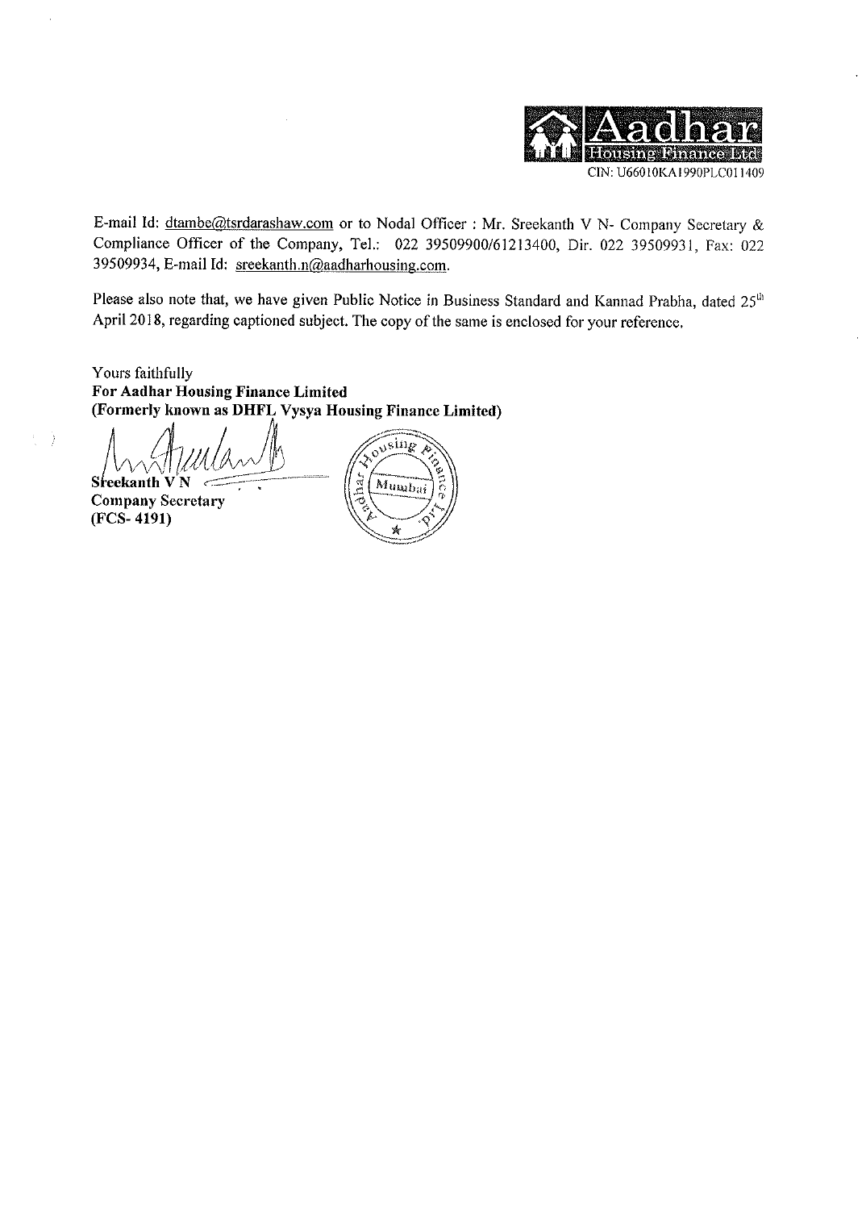Aadhar Housing Finance Ltd

CIN: U66010KA1990PLC011409

E-mail Id: dtambe@tsrdarashaw.com or to Nodal Officer : Mr. Sreekanth V N- Company Secretary & Compliance Officer of the Company, Tel.: 022 39509900/61213400, Dir. 022 39509931, Fax: 022 39509934, E-mail Id: sreekanth.n@aadharhousing.com.

Please also note that, we have given Public Notice in Business Standard and Kannad Prabha, dated 25th April 2018, regarding captioned subject. The copy of the same is enclosed for your reference.

Yours faithfully

**For Aadhar Housing Finance Limited**

**(Formerly known as DHFL Vysya Housing Finance Limited)**

**Sreekanth V N**

**Company Secretary**

**(FCS- 4191)**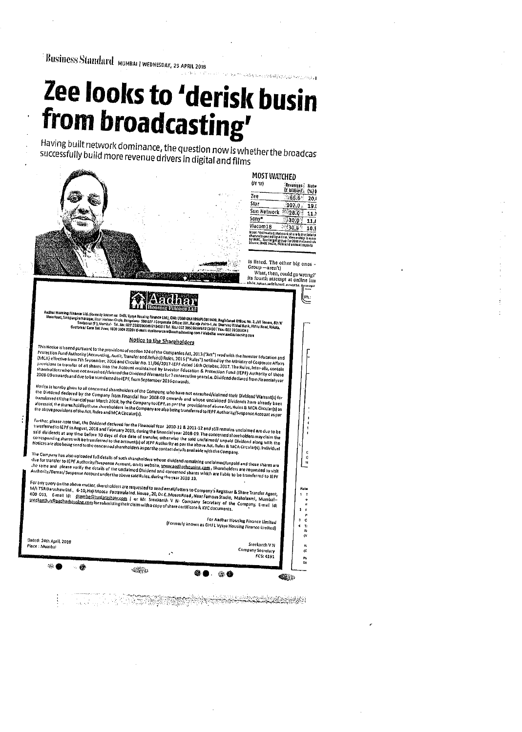Business Standard MUMBAI | WEDNESDAY, 25 APRIL 2018

# Zee looks to 'derisk busin from broadcasting'

Having built network dominance, the question now is whether the broadcas successfully build more revenue drivers in digital and films

**MOST WATCHED**

| (FY '17) | Revenues (₹ billion) | Netw (%) |
|---|---|---|
| Zee | 66.6 | 20. |
| Star | 102.0 | 19. |
| Sun Network | 28.0 | 11. |
| Sony* | 30.0 | 11. |
| Viacom18 | 30.8 | 10. |

is listed. The other big ones - Group—aren't)

What, then, could go wrong? its fourth attempt at online lau this year without sports

---

## Aadhar Housing Finance Ltd

Aadhar Housing Finance Ltd. (formerly known as DHFL Vysya Housing Finance Ltd), CIN: U66010KA1990PLC011409, Registered Office: No. 3, JVT Towers, 8th 'A' Main Road, Sampangiramnagar, Near Hudson Circle, Bengaluru- 560 027 | Corporate Office: 201, Raheja Point-1, Nr. Shamrao Vithal Bank, Nehru Road, Vakola, Santacruz (E), Mumbai- Tel. No.: 022 39509900/61213400 | Tel. No.: 022 39509900/61213400 | Fax: 022 39509934 | Customer Care Toll Free: 1800 3004 2020 | E-mail: customercare@aadharhousing.com | Website: www.aadharhousing.com

### Notice to the Shareholders

This Notice is issued pursuant to the provisions of section 124 of the Companies Act, 2013 ("Act") read with the Investor Education and Protection Fund Authority (Accounting, Audit, Transfer and Refund) Rules, 2016 ("Rules") notified by the Ministry of Corporate Affairs (MCA) effective from 7th September, 2016 and Circular No. 11/06/2017-IEPF dated 16th October, 2017. The Rules, inter-alia, contain provisions to transfer of all shares into the Account maintained by Investor Education & Protection Fund (IEPF) Authority of those shareholders who have not encashed/claimed the Dividend Warrants for 7 consecutive years i.e. Dividend declared from Financial year 2008-09 onwards and due to be transferred to IEPF, from September 2016 onwards.

Notice is hereby given to all concerned shareholders of the Company, who have not encashed/claimed their Dividend Warrant(s) for the Dividend declared by the Company from Financial Year 2008-09 onwards and whose unclaimed Dividends have already been transferred till the Financial year March 2018, by the Company to IEPF, as per the provisions of above Act, Rules & MCA Circular(s) as aforesaid, the shares held by those shareholders in the Company are also being transferred to IEPF Authority/Suspense Account as per the above provisions of the Act, Rules and MCA Circular(s).

Further, please note that, the Dividend declared for the Financial Year 2010-11 & 2011-12 and still remains unclaimed are due to be transferred to IEPF in August, 2018 and February 2019, during the financial year 2018-19. The concerned shareholders may claim the said dividends at any time before 30 days of due date of transfer, otherwise the said unclaimed/ unpaid Dividend along with the corresponding shares will be transferred to the account(s) of IEPF Authority as per the above Act, Rules & MCA Circular(s). Individual Notices are also being send to the concerned shareholders as per the contact details available with the Company.

The Company has also uploaded full details of such shareholders whose dividend remaining unclaimed/unpaid and those shares are due for transfer to IEPF Authority/Suspense Account, on its website, www.aadharhousing.com, Shareholders are requested to visit the same and please verify the details of the unclaimed Dividend and concerned shares which are liable to be transferred to IEPF Authority/Demat/ Suspense Account under the above said Rules, during the year 2018-19.

For any query on the above matter, shareholders are requested to send email/letters to Company's Registrar & Share Transfer Agent, M/s TSR Darashaw Ltd., 6-10, Haji Moosa Patrawala Ind. House, 20, Dr. E. Moses Road, Near Famous Studio, Mahalaxmi, Mumbai- 400 011, E-mail Id: csg-unit@tsrdarashaw.com | or Mr. Sreekanth V N- Company Secretary of the Company, E-mail Id: sreekanth.n@aadharhousing.com for submitting their claim with a copy of share certificate & KYC documents.

For Aadhar Housing Finance Limited
(Formerly known as DHFL Vysya Housing Finance Limited)

Dated: 24th April, 2018
Place : Mumbai

Sreekanth V.N
Company Secretary
FCS: 4191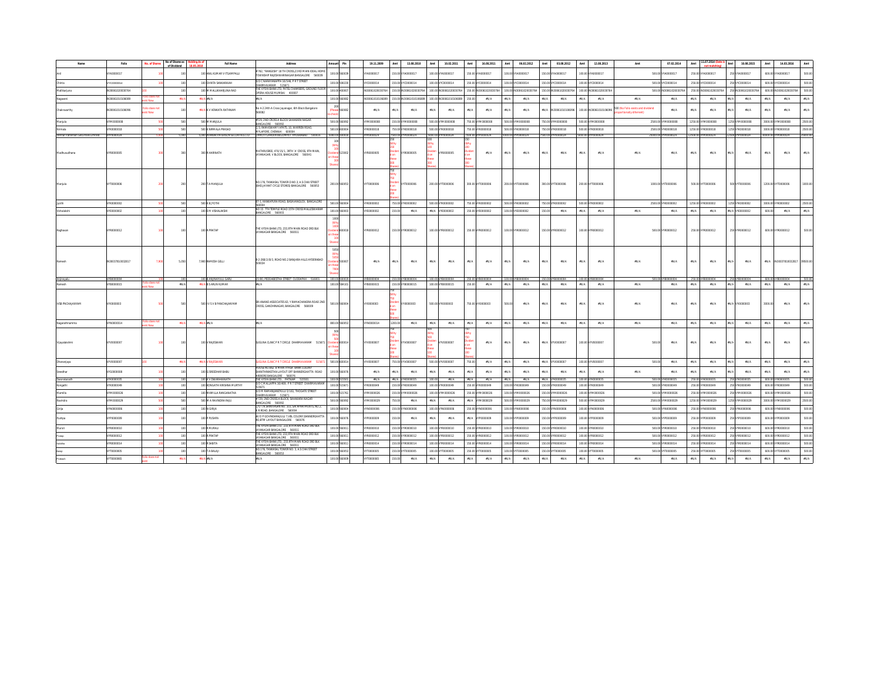| Name | Folio | No. of Shares | No of Shares on which Dividend | Holding As of 18.05.2018 | Full Name | Address | Amount | Pin | 19.11.2009 | Amt | 13.08.2010 | Amt | 10.02.2011 | Amt | 16.08.2011 | Amt | 06.02.2012 | Amt | 03.08.2012 | Amt | 12.08.2013 | Amt | 07.02.2014 | Amt | 11.07.2014 (Date is not matching) | Amt | 18.08.2015 | Amt | 14.03.2016 | Amt |
|---|---|---|---|---|---|---|---|---|---|---|---|---|---|---|---|---|---|---|---|---|---|---|---|---|---|---|---|---|---|---|
| Anil | VYA0000017 | 100 | 100 | 100 | ANIL KUMAR V ITGAMPALLI | #782, "RANGESH" 18 TH CROSS,23RD MAIN IDEAL HOMES TOWNSHIP RAJESHWARINAGAR BANGALORE 560039 | 100.00 | 560039 | VYA0000017 | 150.00 | VYA0000017 | 100.00 | VYA0000017 | 150.00 | VYA0000017 | 100.00 | VYA0000017 | 150.00 | VYA0000017 | 100.00 | VYA0000017 | 500.00 | VYA0000017 | 250.00 | VYA0000017 | 250 | VYA0000017 | 600.00 | VYA0000017 | 500.00 |
| Chinta | VYC0000014 | 100 | 100 | 100 | CHINTA SANKARAIAH | D/O C RAMAYANAPPA 16/548, P R T STREET DHARMAVARAM 515671 | 100.00 | 516336 | VYC0000014 | 150.00 | VYC0000014 | 100.00 | VYC0000014 | 150.00 | VYC0000014 | 100.00 | VYC0000014 | 150.00 | VYC0000014 | 100.00 | VYC0000014 | 500.00 | VYC0000014 | 250.00 | VYC0000014 | 250 | VYC0000014 | 600.00 | VYC0000014 | 500.00 |
| Mallikarjuna | IN30061020030764 | 100 | 100 | 100 | M MALLIKARJUNA RAO | THE VYSYA BANK LTD, PATEL CHAMBERS, GROUND FLOOR OPERA HOUSE MUMBAI 400007 | 100.00 | 400007 | IN30061020030764 | 150.00 | IN30061020030764 | 100.00 | IN30061020030764 | 150.00 | IN30061020030764 | 100.00 | IN30061020030764 | 150.00 | IN30061020030764 | 100.00 | IN30061020030764 | 500.00 | IN30061020030764 | 250.00 | IN30061020030764 | 250 | IN30061020030764 | 600.00 | IN30061020030764 | 500.00 |
| Nagaveni | IN30061010106089 | Folio does not exist Now | #N/A | #N/A | #N/A | #N/A | 100.00 | 560002 | IN30061010106089 | 150.00 | IN30061010106089 | 100.00 | IN30061010106089 | 150.00 | #N/A | #N/A | #N/A | #N/A | #N/A | #N/A | #N/A | #N/A | #N/A | #N/A | #N/A | #N/A | #N/A | #N/A | #N/A | #N/A |
| Chakravarthy | IN30061010106096 | Folio does not exist Now | 100 | #N/A | K V VENKATA RATHNAM | No 4-224/t A Cross Jayanagar, 4th Block Bangalore 560082 | 200 (Please recheck) | 560082 | #N/A | #N/A | #N/A | #N/A | #N/A | #N/A | #N/A | #N/A | #N/A | #N/A | IN30061010106096 | 100.00 | IN30061010106096 | 200 (No Folio exists and dividend proportionately different) | #N/A | #N/A | #N/A | #N/A | #N/A | #N/A | #N/A | #N/A |
| Manjula | VYM0000008 | 500 | 500 | 500 | M MANJULA | #729, 2ND CROSS A BLOCK SAHAKARA NAGAR BANGALORE 560092 | 500.00 | 560092 | VYM0000008 | 150.00 | VYM0000008 | 500.00 | VYM0000008 | 750.00 | VYM0000008 | 500.00 | VYM0000008 | 750.00 | VYM0000008 | 500.00 | VYM0000008 | 2500.00 | VYM0000008 | 1250.00 | VYM0000008 | 1250 | VYM0000008 | 3000.00 | VYM0000008 | 2500.00 |
| Nirmala | VYN0000018 | 500 | 500 | 500 | K NIRMALA PRASAD | C/O, RAMASWAMY ANPATIL 10, WARREN ROAD, MYLAPORE, CHENNAI 600004 | 500.00 | 600004 | VYN0000018 | 750.00 | VYN0000018 | 500.00 | VYN0000018 | 750.00 | VYN0000018 | 500.00 | VYN0000018 | 750.00 | VYN0000018 | 500.00 | VYN0000018 | 2500.00 | VYN0000018 | 1250.00 | VYN0000018 | 1250 | VYN0000018 | 3000.00 | VYN0000018 | 2500.00 |
| Pinnnar Patterson Securities Limited | VYP0000024 | 5,000 | 5,000 | 5,000 | PINNNAR PATTERSON SECURITIES LTD | ... HYDERABAD 500016 | 5000.00 | 500016 | VYP0000024 | 7500.00 | VYP0000024 | 5000.00 | VYP0000024 | 7500.00 | VYP0000024 | 5000.00 | VYP0000024 | 7500.00 | VYP0000024 | 5000.00 | VYP0000024 | 25000.00 | VYP0000024 | 12500.00 | VYP0000024 | 12500 | VYP0000024 | 30000.00 | VYP0000024 | 25000.00 |
| Madhusudhana | VYR0000005 | 300 | 300 | 300 | R HARINATH | MATHRUSREE, 478/15/1, 38TH 'A' CROSS, 9TH MAIN, JAYANAGAR, V BLOCK, BANGALORE 560041 | 300 (Why 300 Dividend on these 300 Shares) | 522002 | VYR0000005 | 150 (Why 150 Dividend on these 300 Shares) | VYR0000005 | 100 (Why 100 Dividend on these 300 Shares) | VYR0000005 | 150 (Why 150 Dividend on these 300 Shares) | #N/A | #N/A | #N/A | #N/A | #N/A | #N/A | #N/A | #N/A | #N/A | #N/A | #N/A | #N/A | #N/A | #N/A | #N/A | #N/A |
| Manjula | VYT0000006 | 200 | 200 | 200 | T A MANJULA | NO.176, TANKASAL TOWER D.NO.3, A S CHAI STREET (BHD.JAYANT CYCLE STORES) BANGALORE 560053 | 200.00 | 560053 | VYT0000006 | 750 (Why 750 Dividend on these 200 Shares) | VYT0000006 | 200.00 | VYT0000006 | 300.00 | VYT0000006 | 200.00 | VYT0000006 | 300.00 | VYT0000006 | 200.00 | VYT0000006 | 1000.00 | VYT0000006 | 500.00 | VYT0000006 | 500 | VYT0000006 | 1200.00 | VYT0000006 | 1000.00 |
| Jyothi | VYK0000002 | 500 | 500 | 500 | K B JYOTHI | 47-1, KANAKAPURA ROAD, BASAVANGUDI, BANGALORE 560004 | 500.00 | 560004 | VYK0000002 | 750.00 | VYK0000002 | 500.00 | VYK0000002 | 750.00 | VYK0000002 | 500.00 | VYK0000002 | 750.00 | VYK0000002 | 500.00 | VYK0000002 | 2500.00 | VYK0000002 | 1250.00 | VYK0000002 | 1250 | VYK0000002 | 3000.00 | VYK0000002 | 2500.00 |
| Vishalakshi | VYE0000002 | 100 | 100 | 100 | E M VISHALAKSHI | NO 15 7TH TEMPLE ROAD 15TH CROSS MALLESWARAM BANGALORE 560003 | 100.00 | 560003 | VYE0000002 | 150.00 | #N/A | #N/A | VYE0000002 | 150.00 | VYE0000002 | 100.00 | VYE0000002 | 150.00 | #N/A | #N/A | #N/A | #N/A | #N/A | #N/A | #N/A | #N/A | VYE0000002 | 600.00 | #N/A | #N/A |
| Raghavan | VYR0000012 | 100 | 100 | 100 | R PRATAP | THE VYSYA BANK LTD, 233,9TH MAIN ROAD 3RD BLK JAYANAGAR BANGALORE 560011 | 100 (Why 100 Dividend on these 100 Shares) | 600018 | VYR0000012 | 150.00 | VYR0000012 | 100.00 | VYR0000012 | 150.00 | VYR0000012 | 100.00 | VYR0000012 | 150.00 | VYR0000012 | 100.00 | VYR0000012 | 500.00 | VYR0000012 | 250.00 | VYR0000012 | 250 | VYR0000012 | 600.00 | VYR0000012 | 500.00 |
| Ramesh | IN30037810032017 | 7,900 | 5,050 | 7,900 | RAMESH GELLI | 8-2-268/2/8/3, ROAD NO.2 BANJARA HILLS HYDERABAD 500034 | 5050 (Why 5050 Dividend on these 7900 Shares) | 500007 | #N/A | #N/A | #N/A | #N/A | #N/A | #N/A | #N/A | #N/A | #N/A | #N/A | #N/A | #N/A | #N/A | #N/A | #N/A | #N/A | #N/A | #N/A | #N/A | #N/A | IN30037810032017 | 39500.00 |
| Anjineyalu | VYB0000004 | 100 | 100 | 100 | B ANJINAYULU GARU | 15/80, PEDDABESTHA STREET CUDDAPAH 516001 | 100.00 | 516001 | VYB0000004 | 150.00 | VYB0000004 | 100.00 | VYB0000004 | 150.00 | VYB0000004 | 100.00 | VYB0000004 | 150.00 | VYB0000004 | 100.00 | VYB0000004 | 500.00 | VYB0000004 | 250.00 | VYB0000004 | 250 | VYB0000004 | 600.00 | VYB0000004 | 500.00 |
| Ramesh | VYB0000015 | Folio does not exist Now | #N/A | #N/A | B S ARUN KUMAR | #N/A | 100.00 | 584101 | VYB0000015 | 150.00 | VYB0000015 | 100.00 | VYB0000015 | 150.00 | #N/A | #N/A | #N/A | #N/A | #N/A | #N/A | #N/A | #N/A | #N/A | #N/A | #N/A | #N/A | #N/A | #N/A | #N/A | #N/A |
| WSB PANCHAJANYAM | VYW0000003 | 500 | 500 | 500 | W S V B PANCHAJANYAM | SRI ANAND ASSOCIATES 63, V RAMACHANDRA ROAD 2ND CROSS, GANDHINAGAR, BANGALORE 560009 | 500.00 | 560009 | VYW0000003 | 750 (Why 750 Dividend on these 500 Shares) | VYW0000003 | 500.00 | VYW0000003 | 750.00 | VYW0000003 | 500.00 | #N/A | #N/A | #N/A | #N/A | #N/A | #N/A | #N/A | #N/A | #N/A | #N/A | VYW0000003 | 3000.00 | #N/A | #N/A |
| Nagarathnamma | VYN0000014 | Folio does not exist Now | #N/A | #N/A | #N/A | #N/A | 800.00 | 560053 | VYN0000014 | 1200.00 | #N/A | #N/A | #N/A | #N/A | #N/A | #N/A | #N/A | #N/A | #N/A | #N/A | #N/A | #N/A | #N/A | #N/A | #N/A | #N/A | #N/A | #N/A | #N/A | #N/A |
| Vijayalakshmi | VYV0000007 | 100 | 100 | 100 | V RAJESWARI | SUGUNA CLINIC P R T CIRCLE DHARMAVARAM 515671 | 500 (Why 500 Dividend on these 100 Shares) | 600014 | VYV0000007 | 750 (Why 750 Dividend on these 100 Shares) | VYV0000007 | 500 (Why 500 Dividend on these 100 Shares) | VYV0000007 | 750 (Why 750 Dividend on these 100 Shares) | #N/A | #N/A | #N/A | #N/A | VYV0000007 | 100.00 | VYV0000007 | 500.00 | #N/A | #N/A | #N/A | #N/A | #N/A | #N/A | #N/A | #N/A |
| Dhananjaya | VYV0000007 | 100 | #N/A | #N/A | V RAJESWARI | SUGUNA CLINIC P R T CIRCLE DHARMAVARAM 515671 | 500.00 | 600014 | VYV0000007 | 750.00 | VYV0000007 | 500.00 | VYV0000007 | 750.00 | #N/A | #N/A | #N/A | #N/A | VYV0000007 | 100.00 | VYV0000007 | 500.00 | #N/A | #N/A | #N/A | #N/A | #N/A | #N/A | #N/A | #N/A |
| Sreedhar | VYG0000008 | 100 | 100 | 100 | G SREEDHAR BABU | HOUSE NO 892 8TH MAIN VYASA BANK COLONY SHANTHINIKETAN LAYOUT OFF BANNERGHATTA ROAD ARAKERE BANGALORE 560076 | 100.00 | 560076 | #N/A | #N/A | #N/A | #N/A | #N/A | #N/A | #N/A | #N/A | #N/A | #N/A | #N/A | #N/A | #N/A | #N/A | #N/A | #N/A | #N/A | #N/A | #N/A | #N/A | #N/A | #N/A |
| Dwarakanath | VYK0000035 | 100 | 100 | 100 | K V DWARAKANATH | THE VYSYA BANK LTD, PATNAM 515001 | 100.00 | 515001 | #N/A | #N/A | VYK0000035 | 100.00 | #N/A | #N/A | #N/A | #N/A | #N/A | #N/A | VYK0000035 | 100.00 | VYK0000035 | 500.00 | VYK0000035 | 250.00 | VYK0000035 | 250 | VYK0000035 | 600.00 | VYK0000035 | 500.00 |
| Rangathi | VYK0000049 | 100 | 100 | 100 | K RANGAIAH KRISHNA MURTHY | D O CHALLAPPA 16/469, P R T STREET DHARMAVARAM 515671 | 100.00 | 515671 | VYK0000049 | 150.00 | VYK0000049 | 100.00 | VYK0000049 | 150.00 | VYK0000049 | 100.00 | VYK0000049 | 150.00 | VYK0000049 | 100.00 | VYK0000049 | 500.00 | VYK0000049 | 250.00 | VYK0000049 | 250 | VYK0000049 | 600.00 | VYK0000049 | 500.00 |
| Mamtha | VYM0000026 | 100 | 100 | 100 | M AMULLA RANGANATHA | D O M RAMANJANEYULU 3/161, THOGATE STREET DHARMAVARAM 515671 | 100.00 | 515761 | VYM0000026 | 150.00 | VYM0000026 | 100.00 | VYM0000026 | 150.00 | VYM0000026 | 100.00 | VYM0000026 | 150.00 | VYM0000026 | 100.00 | VYM0000026 | 500.00 | VYM0000026 | 250.00 | VYM0000026 | 250 | VYM0000026 | 600.00 | VYM0000026 | 500.00 |
| Ravindra | VYM0000029 | 500 | 500 | 500 | M A RAVINDRA RAJU | #729, 2ND CROSS A BLOCK, SAHAKARA NAGAR BANGALORE 560092 | 500.00 | 560092 | VYM0000029 | 750.00 | #N/A | #N/A | #N/A | #N/A | VYM0000029 | 500.00 | VYM0000029 | 750.00 | VYM0000029 | 500.00 | VYM0000029 | 2500.00 | VYM0000029 | 1250.00 | VYM0000029 | 1250 | VYM0000029 | 3000.00 | VYM0000029 | 2500.00 |
| Girija | VYM0000006 | 100 | 100 | 100 | M GIRIJA | C/O T N SRINIVASA NO. 203, SAI APARTMENTS, NO.3, K R ROAD, BANGALORE 560004 | 100.00 | 560004 | VYM0000006 | 150.00 | VYM0000006 | 100.00 | VYM0000006 | 150.00 | VYM0000006 | 100.00 | VYM0000006 | 150.00 | VYM0000006 | 100.00 | VYM0000006 | 500.00 | VYM0000006 | 250.00 | VYM0000006 | 250 | VYM0000006 | 600.00 | VYM0000006 | 500.00 |
| Pushpa | VYP0000009 | 100 | 100 | 100 | P PUSHPA | W/O P GOVINDARAJULU 7,VBL COLONY,BANNERGHATTA RD,BTM LAYOUT BANGALORE 560076 | 100.00 | 560076 | VYP0000009 | 150.00 | #N/A | #N/A | #N/A | #N/A | VYP0000009 | 100.00 | VYP0000009 | 150.00 | VYP0000009 | 100.00 | VYP0000009 | 500.00 | VYP0000009 | 250.00 | VYP0000009 | 250 | VYP0000009 | 600.00 | VYP0000009 | 500.00 |
| Murali | VYR0000010 | 100 | 100 | 100 | R MURALI | THE VYSYA BANK LTD, 233,9TH MAIN ROAD 3RD BLK JAYANAGAR BANGALORE 560011 | 100.00 | 560011 | VYR0000010 | 150.00 | VYR0000010 | 100.00 | VYR0000010 | 150.00 | VYR0000010 | 100.00 | VYR0000010 | 150.00 | VYR0000010 | 100.00 | VYR0000010 | 500.00 | VYR0000010 | 250.00 | VYR0000010 | 250 | VYR0000010 | 600.00 | VYR0000010 | 500.00 |
| Pratap | VYR0000012 | 100 | 100 | 100 | R PRATAP | THE VYSYA BANK LTD, 233,9TH MAIN ROAD 3RD BLK JAYANAGAR BANGALORE 560011 | 100.00 | 560011 | VYR0000012 | 150.00 | VYR0000012 | 100.00 | VYR0000012 | 150.00 | VYR0000012 | 100.00 | VYR0000012 | 150.00 | VYR0000012 | 100.00 | VYR0000012 | 500.00 | VYR0000012 | 250.00 | VYR0000012 | 250 | VYR0000012 | 600.00 | VYR0000012 | 500.00 |
| Sabitha | VYR0000014 | 100 | 100 | 100 | R SABITA | THE VYSYA BANK LTD, 233,9TH MAIN ROAD 3RD BLK JAYANAGAR BANGALORE 560011 | 100.00 | 560011 | VYR0000014 | 150.00 | VYR0000014 | 100.00 | VYR0000014 | 150.00 | VYR0000014 | 100.00 | VYR0000014 | 150.00 | VYR0000014 | 100.00 | VYR0000014 | 500.00 | VYR0000014 | 250.00 | VYR0000014 | 250 | VYR0000014 | 600.00 | VYR0000014 | 500.00 |
| Balaji | VYT0000005 | 100 | 100 | 100 | T A BALAJI | NO.176, TANKASAL TOWER NO. 3, A S CHAI STREET BANGALORE 560053 | 100.00 | 560053 | VYT0000005 | 150.00 | VYT0000005 | 100.00 | VYT0000005 | 150.00 | VYT0000005 | 100.00 | VYT0000005 | 150.00 | VYT0000005 | 100.00 | VYT0000005 | 500.00 | VYT0000005 | 250.00 | VYT0000005 | 250 | VYT0000005 | 600.00 | VYT0000005 | 500.00 |
| Prakash | VYT0000065 | Folio does not exist | #N/A | #N/A | #N/A | #N/A | 100.00 | 560009 | VYT0000065 | 150.00 | #N/A | #N/A | #N/A | #N/A | #N/A | #N/A | #N/A | #N/A | #N/A | #N/A | #N/A | #N/A | #N/A | #N/A | #N/A | #N/A | #N/A | #N/A | #N/A | #N/A |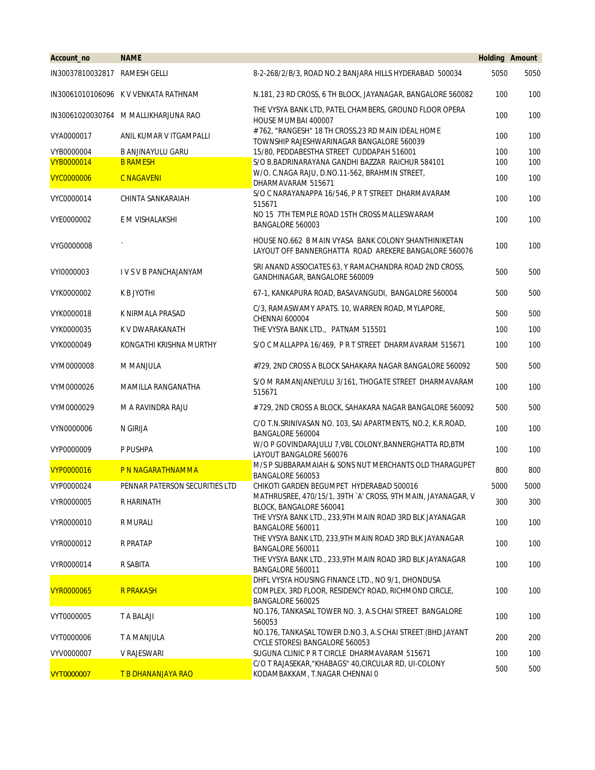| Account_no | NAME | | Holding | Amount |
|---|---|---|---|---|
| IN30037810032817 | RAMESH GELLI | 8-2-268/2/B/3, ROAD NO.2 BANJARA HILLS HYDERABAD 500034 | 5050 | 5050 |
| IN30061010106096 | K V VENKATA RATHNAM | N.181, 23 RD CROSS, 6 TH BLOCK, JAYANAGAR, BANGALORE 560082 | 100 | 100 |
| IN30061020030764 | M MALLIKHARJUNA RAO | THE VYSYA BANK LTD, PATEL CHAMBERS, GROUND FLOOR OPERA HOUSE MUMBAI 400007 | 100 | 100 |
| VYA0000017 | ANIL KUMAR V ITGAMPALLI | #762, "RANGESH" 18 TH CROSS,23 RD MAIN IDEAL HOME TOWNSHIP RAJESHWARINAGAR BANGALORE 560039 | 100 | 100 |
| VYB0000004 | B ANJINAYULU GARU | 15/80, PEDDABESTHA STREET CUDDAPAH 516001 | 100 | 100 |
| VYB0000014 | B RAMESH | S/O B.BADRINARAYANA GANDHI BAZZAR RAICHUR 584101 | 100 | 100 |
| VYC0000006 | C NAGAVENI | W/O. C.NAGA RAJU, D.NO.11-562, BRAHMIN STREET, DHARMAVARAM 515671 | 100 | 100 |
| VYC0000014 | CHINTA SANKARAIAH | S/O C NARAYANAPPA 16/546, P R T STREET DHARMAVARAM 515671 | 100 | 100 |
| VYE0000002 | E M VISHALAKSHI | NO 15 7TH TEMPLE ROAD 15TH CROSS MALLESWARAM BANGALORE 560003 | 100 | 100 |
| VYG0000008 | ` | HOUSE NO.662 B MAIN VYASA BANK COLONY SHANTHINIKETAN LAYOUT OFF BANNERGHATTA ROAD AREKERE BANGALORE 560076 | 100 | 100 |
| VYI0000003 | I V S V B PANCHAJANYAM | SRI ANAND ASSOCIATES 63, Y RAMACHANDRA ROAD 2ND CROSS, GANDHINAGAR, BANGALORE 560009 | 500 | 500 |
| VYK0000002 | K B JYOTHI | 67-1, KANKAPURA ROAD, BASAVANGUDI, BANGALORE 560004 | 500 | 500 |
| VYK0000018 | K NIRMALA PRASAD | C/3, RAMASWAMY APATS. 10, WARREN ROAD, MYLAPORE, CHENNAI 600004 | 500 | 500 |
| VYK0000035 | K V DWARAKANATH | THE VYSYA BANK LTD., PATNAM 515501 | 100 | 100 |
| VYK0000049 | KONGATHI KRISHNA MURTHY | S/O C MALLAPPA 16/469, P R T STREET DHARMAVARAM 515671 | 100 | 100 |
| VYM0000008 | M MANJULA | #729, 2ND CROSS A BLOCK SAHAKARA NAGAR BANGALORE 560092 | 500 | 500 |
| VYM0000026 | MAMILLA RANGANATHA | S/O M RAMANJANEYULU 3/161, THOGATE STREET DHARMAVARAM 515671 | 100 | 100 |
| VYM0000029 | M A RAVINDRA RAJU | # 729, 2ND CROSS A BLOCK, SAHAKARA NAGAR BANGALORE 560092 | 500 | 500 |
| VYN0000006 | N GIRIJA | C/O T.N.SRINIVASAN NO. 103, SAI APARTMENTS, NO.2, K.R.ROAD, BANGALORE 560004 | 100 | 100 |
| VYP0000009 | P PUSHPA | W/O P GOVINDARAJULU 7,VBL COLONY,BANNERGHATTA RD,BTM LAYOUT BANGALORE 560076 | 100 | 100 |
| VYP0000016 | P N NAGARATHNAMMA | M/S P SUBBARAMAIAH & SONS NUT MERCHANTS OLD THARAGUPET BANGALORE 560053 | 800 | 800 |
| VYP0000024 | PENNAR PATERSON SECURITIES LTD | CHIKOTI GARDEN BEGUMPET HYDERABAD 500016 | 5000 | 5000 |
| VYR0000005 | R HARINATH | MATHRUSREE, 470/15/1, 39TH `A' CROSS, 9TH MAIN, JAYANAGAR, V BLOCK, BANGALORE 560041 | 300 | 300 |
| VYR0000010 | R MURALI | THE VYSYA BANK LTD., 233,9TH MAIN ROAD 3RD BLK JAYANAGAR BANGALORE 560011 | 100 | 100 |
| VYR0000012 | R PRATAP | THE VYSYA BANK LTD, 233,9TH MAIN ROAD 3RD BLK JAYANAGAR BANGALORE 560011 | 100 | 100 |
| VYR0000014 | R SABITA | THE VYSYA BANK LTD., 233,9TH MAIN ROAD 3RD BLK JAYANAGAR BANGALORE 560011 | 100 | 100 |
| VYR0000065 | R PRAKASH | DHFL VYSYA HOUSING FINANCE LTD., NO 9/1, DHONDUSA COMPLEX, 3RD FLOOR, RESIDENCY ROAD, RICHMOND CIRCLE, BANGALORE 560025 | 100 | 100 |
| VYT0000005 | T A BALAJI | NO.176, TANKASAL TOWER NO. 3, A.S CHAI STREET BANGALORE 560053 | 100 | 100 |
| VYT0000006 | T A MANJULA | NO.176, TANKASAL TOWER D.NO.3, A.S CHAI STREET (BHD.JAYANT CYCLE STORES) BANGALORE 560053 | 200 | 200 |
| VYV0000007 | V RAJESWARI | SUGUNA CLINIC P R T CIRCLE DHARMAVARAM 515671 | 100 | 100 |
| VYT0000007 | T B DHANANJAYA RAO | C/O T RAJASEKAR,"KHABAGS" 40,CIRCULAR RD, UI-COLONY KODAMBAKKAM, T.NAGAR CHENNAI 0 | 500 | 500 |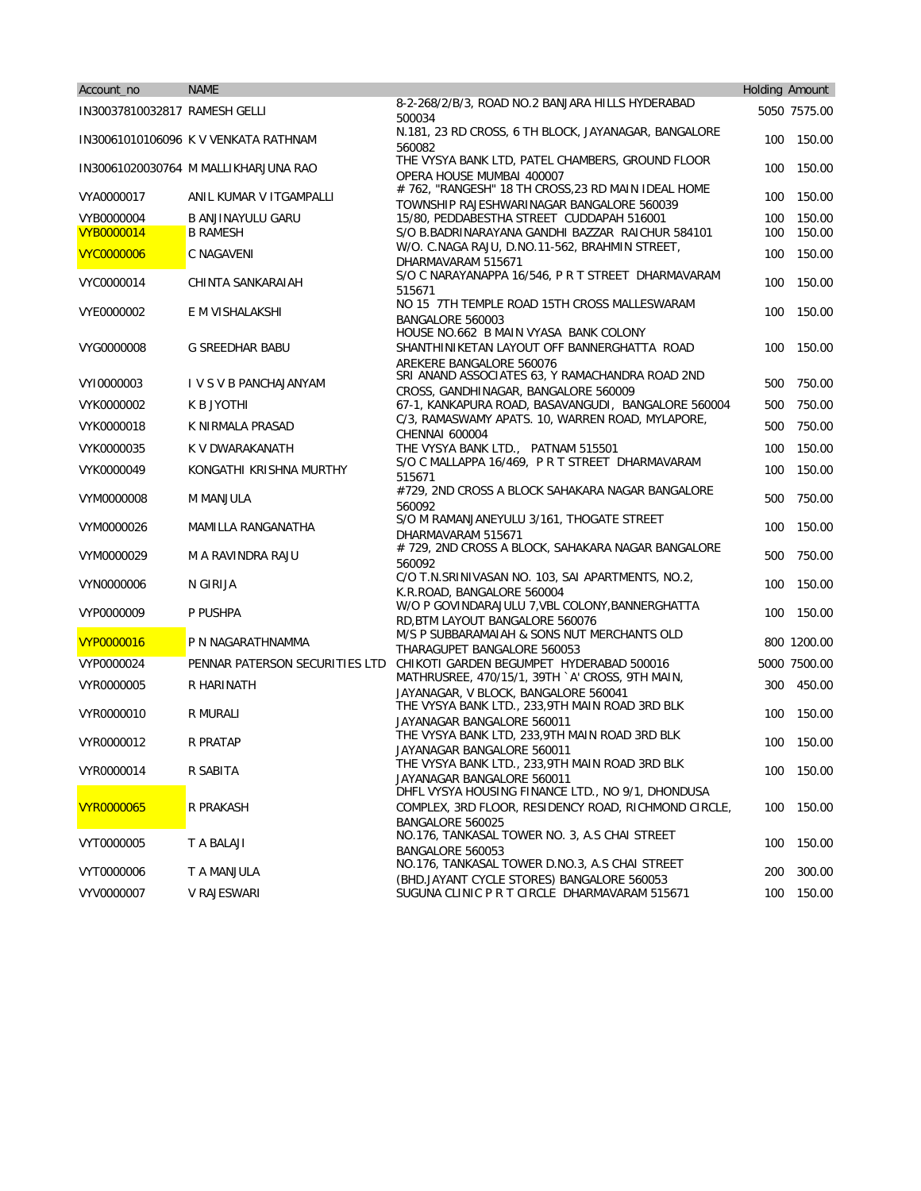| Account_no | NAME | | Holding | Amount |
|---|---|---|---|---|
| IN30037810032817 | RAMESH GELLI | 8-2-268/2/B/3, ROAD NO.2 BANJARA HILLS HYDERABAD 500034 | 5050 | 7575.00 |
| IN30061010106096 | K V VENKATA RATHNAM | N.181, 23 RD CROSS, 6 TH BLOCK, JAYANAGAR, BANGALORE 560082 | 100 | 150.00 |
| IN30061020030764 | M MALLIKHARJUNA RAO | THE VYSYA BANK LTD, PATEL CHAMBERS, GROUND FLOOR OPERA HOUSE MUMBAI 400007 | 100 | 150.00 |
| VYA0000017 | ANIL KUMAR V ITGAMPALLI | # 762, "RANGESH" 18 TH CROSS,23 RD MAIN IDEAL HOME TOWNSHIP RAJESHWARINAGAR BANGALORE 560039 | 100 | 150.00 |
| VYB0000004 | B ANJINAYULU GARU | 15/80, PEDDABESTHA STREET CUDDAPAH 516001 | 100 | 150.00 |
| VYB0000014 | B RAMESH | S/O B.BADRINARAYANA GANDHI BAZZAR RAICHUR 584101 | 100 | 150.00 |
| VYC0000006 | C NAGAVENI | W/O. C.NAGA RAJU, D.NO.11-562, BRAHMIN STREET, DHARMAVARAM 515671 | 100 | 150.00 |
| VYC0000014 | CHINTA SANKARAIAH | S/O C NARAYANAPPA 16/546, P R T STREET DHARMAVARAM 515671 | 100 | 150.00 |
| VYE0000002 | E M VISHALAKSHI | NO 15 7TH TEMPLE ROAD 15TH CROSS MALLESWARAM BANGALORE 560003 | 100 | 150.00 |
| VYG0000008 | G SREEDHAR BABU | HOUSE NO.662 B MAIN VYASA BANK COLONY SHANTHINIKETAN LAYOUT OFF BANNERGHATTA ROAD AREKERE BANGALORE 560076 | 100 | 150.00 |
| VYI0000003 | I V S V B PANCHAJANYAM | SRI ANAND ASSOCIATES 63, Y RAMACHANDRA ROAD 2ND CROSS, GANDHINAGAR, BANGALORE 560009 | 500 | 750.00 |
| VYK0000002 | K B JYOTHI | 67-1, KANKAPURA ROAD, BASAVANGUDI, BANGALORE 560004 | 500 | 750.00 |
| VYK0000018 | K NIRMALA PRASAD | C/3, RAMASWAMY APATS. 10, WARREN ROAD, MYLAPORE, CHENNAI 600004 | 500 | 750.00 |
| VYK0000035 | K V DWARAKANATH | THE VYSYA BANK LTD., PATNAM 515501 | 100 | 150.00 |
| VYK0000049 | KONGATHI KRISHNA MURTHY | S/O C MALLAPPA 16/469, P R T STREET DHARMAVARAM 515671 | 100 | 150.00 |
| VYM0000008 | M MANJULA | #729, 2ND CROSS A BLOCK SAHAKARA NAGAR BANGALORE 560092 | 500 | 750.00 |
| VYM0000026 | MAMILLA RANGANATHA | S/O M RAMANJANEYULU 3/161, THOGATE STREET DHARMAVARAM 515671 | 100 | 150.00 |
| VYM0000029 | M A RAVINDRA RAJU | # 729, 2ND CROSS A BLOCK, SAHAKARA NAGAR BANGALORE 560092 | 500 | 750.00 |
| VYN0000006 | N GIRIJA | C/O T.N.SRINIVASAN NO. 103, SAI APARTMENTS, NO.2, K.R.ROAD, BANGALORE 560004 | 100 | 150.00 |
| VYP0000009 | P PUSHPA | W/O P GOVINDARAJULU 7,VBL COLONY,BANNERGHATTA RD,BTM LAYOUT BANGALORE 560076 | 100 | 150.00 |
| VYP0000016 | P N NAGARATHNAMMA | M/S P SUBBARAMAIAH & SONS NUT MERCHANTS OLD THARAGUPET BANGALORE 560053 | 800 | 1200.00 |
| VYP0000024 | PENNAR PATERSON SECURITIES LTD | CHIKOTI GARDEN BEGUMPET HYDERABAD 500016 | 5000 | 7500.00 |
| VYR0000005 | R HARINATH | MATHRUSREE, 470/15/1, 39TH `A' CROSS, 9TH MAIN, JAYANAGAR, V BLOCK, BANGALORE 560041 | 300 | 450.00 |
| VYR0000010 | R MURALI | THE VYSYA BANK LTD., 233,9TH MAIN ROAD 3RD BLK JAYANAGAR BANGALORE 560011 | 100 | 150.00 |
| VYR0000012 | R PRATAP | THE VYSYA BANK LTD, 233,9TH MAIN ROAD 3RD BLK JAYANAGAR BANGALORE 560011 | 100 | 150.00 |
| VYR0000014 | R SABITA | THE VYSYA BANK LTD., 233,9TH MAIN ROAD 3RD BLK JAYANAGAR BANGALORE 560011 | 100 | 150.00 |
| VYR0000065 | R PRAKASH | DHFL VYSYA HOUSING FINANCE LTD., NO 9/1, DHONDUSA COMPLEX, 3RD FLOOR, RESIDENCY ROAD, RICHMOND CIRCLE, BANGALORE 560025 | 100 | 150.00 |
| VYT0000005 | T A BALAJI | NO.176, TANKASAL TOWER NO. 3, A.S CHAI STREET BANGALORE 560053 | 100 | 150.00 |
| VYT0000006 | T A MANJULA | NO.176, TANKASAL TOWER D.NO.3, A.S CHAI STREET (BHD.JAYANT CYCLE STORES) BANGALORE 560053 | 200 | 300.00 |
| VYV0000007 | V RAJESWARI | SUGUNA CLINIC P R T CIRCLE DHARMAVARAM 515671 | 100 | 150.00 |